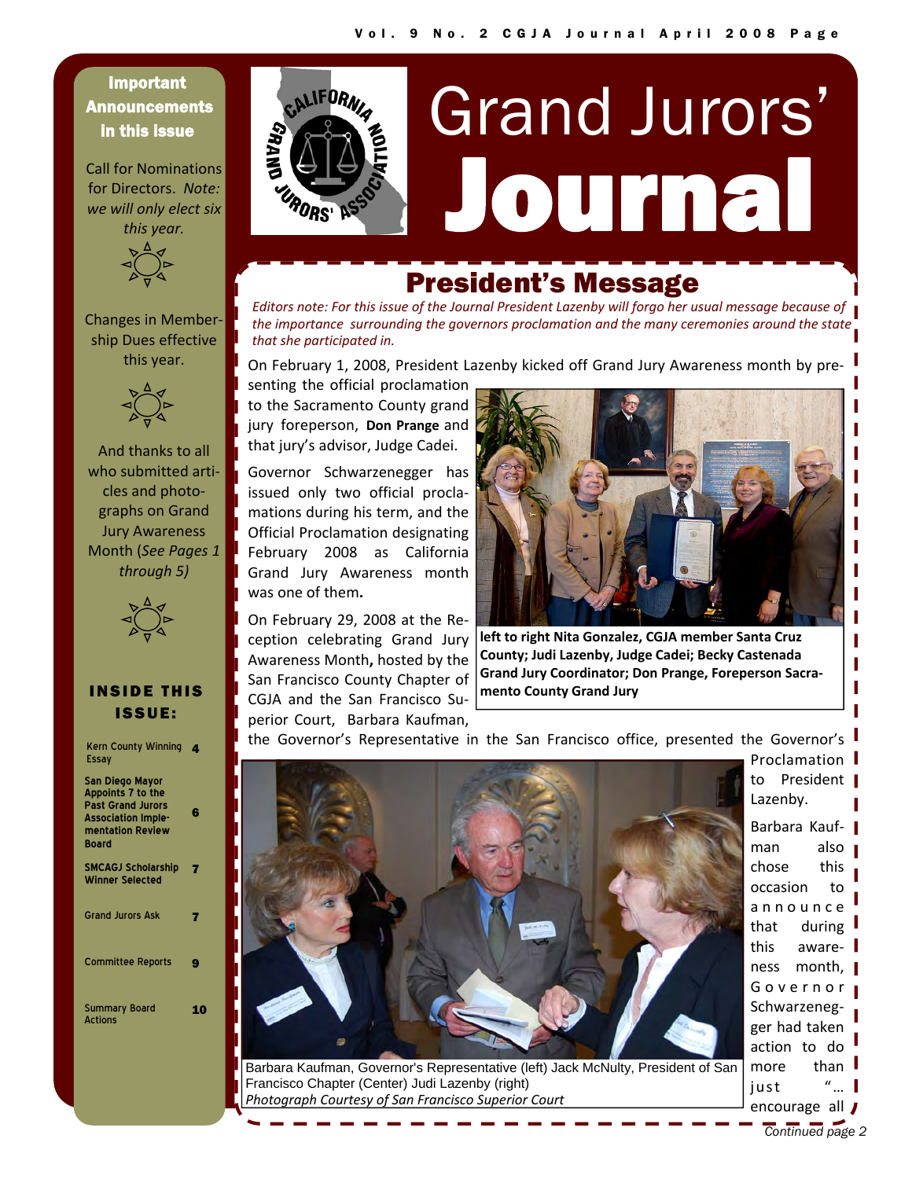# Grand Jurors' Journal

**Important Announcements in this issue**

Call for Nominations for Directors. *Note: we will only elect six this year.*

Changes in Membership Dues effective this year.

And thanks to all who submitted articles and photographs on Grand Jury Awareness Month (*See Pages 1 through 5)*

**INSIDE THIS ISSUE:**

| | |
|---|---|
| Kern County Winning Essay | 4 |
| San Diego Mayor Appoints 7 to the Past Grand Jurors Association Implementation Review Board | 6 |
| SMCAGJ Scholarship Winner Selected | 7 |
| Grand Jurors Ask | 7 |
| Committee Reports | 9 |
| Summary Board Actions | 10 |

## President's Message

*Editors note: For this issue of the Journal President Lazenby will forgo her usual message because of the importance surrounding the governors proclamation and the many ceremonies around the state that she participated in.*

On February 1, 2008, President Lazenby kicked off Grand Jury Awareness month by presenting the official proclamation to the Sacramento County grand jury foreperson, **Don Prange** and that jury's advisor, Judge Cadei.

Governor Schwarzenegger has issued only two official proclamations during his term, and the Official Proclamation designating February 2008 as California Grand Jury Awareness month was one of them**.**

**left to right Nita Gonzalez, CGJA member Santa Cruz County; Judi Lazenby, Judge Cadei; Becky Castenada Grand Jury Coordinator; Don Prange, Foreperson Sacramento County Grand Jury**

On February 29, 2008 at the Reception celebrating Grand Jury Awareness Month**,** hosted by the San Francisco County Chapter of CGJA and the San Francisco Superior Court, Barbara Kaufman, the Governor's Representative in the San Francisco office, presented the Governor's Proclamation to President Lazenby.

Barbara Kaufman, Governor's Representative (left) Jack McNulty, President of San Francisco Chapter (Center) Judi Lazenby (right)
*Photograph Courtesy of San Francisco Superior Court*

Barbara Kaufman also chose this occasion to announce that during this awareness month, Governor Schwarzenegger had taken action to do more than just "… encourage all

*Continued page 2*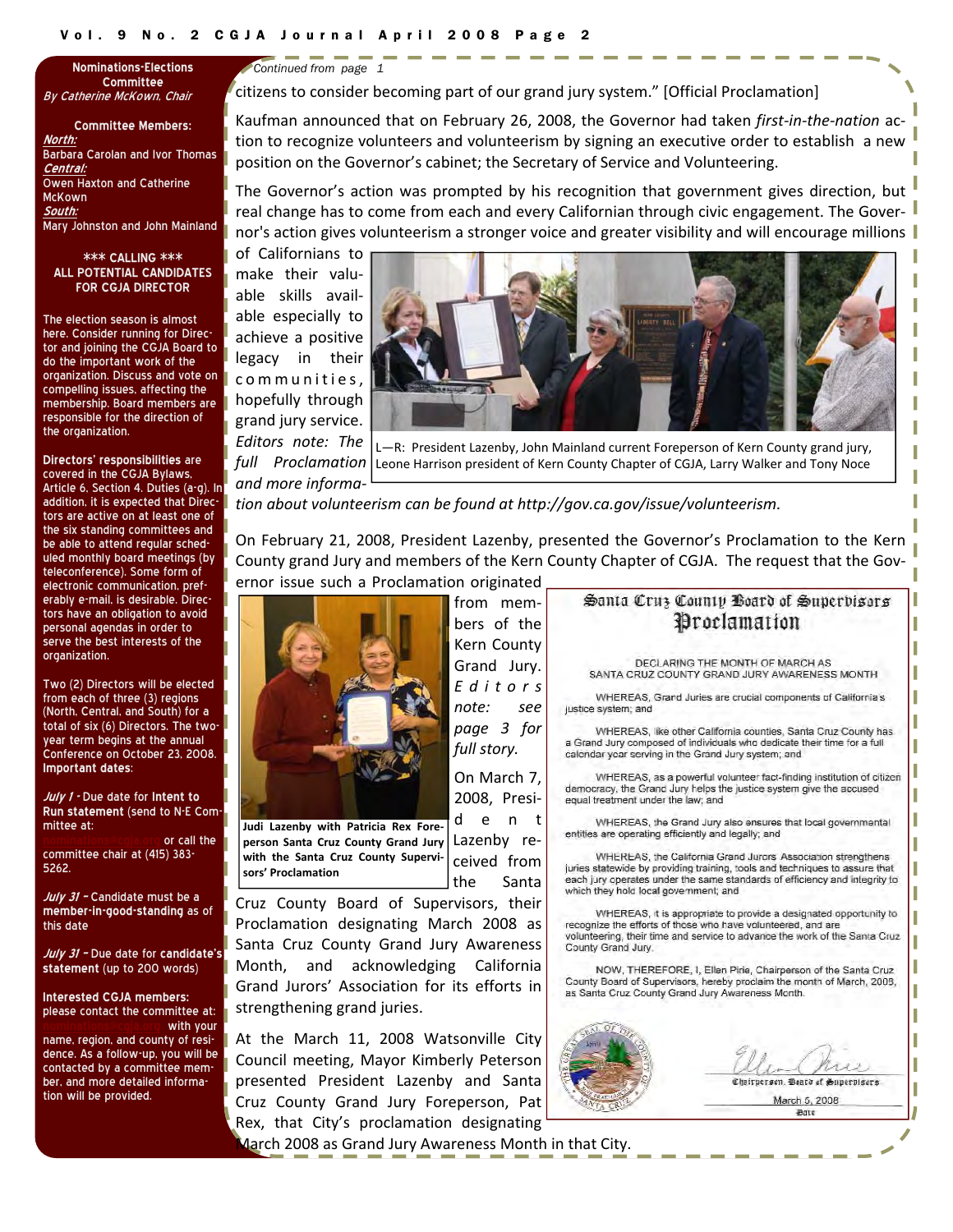## Nominations-Elections Committee

*By Catherine McKown, Chair*

**Committee Members:**

***North:***
Barbara Carolan and Ivor Thomas

***Central:***
Owen Haxton and Catherine McKown

***South:***
Mary Johnston and John Mainland

**\*\*\* CALLING \*\*\***
**ALL POTENTIAL CANDIDATES FOR CGJA DIRECTOR**

The election season is almost here. Consider running for Director and joining the CGJA Board to do the important work of the organization. Discuss and vote on compelling issues, affecting the membership. Board members are responsible for the direction of the organization.

**Directors' responsibilities** are covered in the CGJA Bylaws, Article 6, Section 4, Duties (a-g). In addition, it is expected that Directors are active on at least one of the six standing committees and be able to attend regular scheduled monthly board meetings (by teleconference). Some form of electronic communication, preferably e-mail, is desirable. Directors have an obligation to avoid personal agendas in order to serve the best interests of the organization.

Two (2) Directors will be elected from each of three (3) regions (North, Central, and South) for a total of six (6) Directors. The two-year term begins at the annual Conference on October 23, 2008. **Important dates**:

***July 1*** - Due date for **Intent to Run statement** (send to N-E Committee at: nominations@cgja.org or call the committee chair at (415) 383-5262.

***July 31*** – Candidate must be a **member-in-good-standing** as of this date

***July 31*** – Due date for **candidate's statement** (up to 200 words)

**Interested CGJA members:** please contact the committee at: nominations@cgja.org with your name, region, and county of residence. As a follow-up, you will be contacted by a committee member, and more detailed information will be provided.

---

*Continued from page 1*

citizens to consider becoming part of our grand jury system." [Official Proclamation]

Kaufman announced that on February 26, 2008, the Governor had taken *first-in-the-nation* action to recognize volunteers and volunteerism by signing an executive order to establish a new position on the Governor's cabinet; the Secretary of Service and Volunteering.

The Governor's action was prompted by his recognition that government gives direction, but real change has to come from each and every Californian through civic engagement. The Governor's action gives volunteerism a stronger voice and greater visibility and will encourage millions of Californians to make their valuable skills available especially to achieve a positive legacy in their communities, hopefully through grand jury service. *Editors note: The full Proclamation and more information about volunteerism can be found at http://gov.ca.gov/issue/volunteerism.*

L—R: President Lazenby, John Mainland current Foreperson of Kern County grand jury, Leone Harrison president of Kern County Chapter of CGJA, Larry Walker and Tony Noce

On February 21, 2008, President Lazenby, presented the Governor's Proclamation to the Kern County grand Jury and members of the Kern County Chapter of CGJA. The request that the Governor issue such a Proclamation originated from members of the Kern County Grand Jury. *Editors note: see page 3 for full story.*

**Judi Lazenby with Patricia Rex Foreperson Santa Cruz County Grand Jury with the Santa Cruz County Supervisors' Proclamation**

On March 7, 2008, President Lazenby received from the Santa Cruz County Board of Supervisors, their Proclamation designating March 2008 as Santa Cruz County Grand Jury Awareness Month, and acknowledging California Grand Jurors' Association for its efforts in strengthening grand juries.

At the March 11, 2008 Watsonville City Council meeting, Mayor Kimberly Peterson presented President Lazenby and Santa Cruz County Grand Jury Foreperson, Pat Rex, that City's proclamation designating March 2008 as Grand Jury Awareness Month in that City.

---

### Santa Cruz County Board of Supervisors
### Proclamation

DECLARING THE MONTH OF MARCH AS SANTA CRUZ COUNTY GRAND JURY AWARENESS MONTH

WHEREAS, Grand Juries are crucial components of California's justice system; and

WHEREAS, like other California counties, Santa Cruz County has a Grand Jury composed of individuals who dedicate their time for a full calendar year serving in the Grand Jury system; and

WHEREAS, as a powerful volunteer fact-finding institution of citizen democracy, the Grand Jury helps the justice system give the accused equal treatment under the law; and

WHEREAS, the Grand Jury also ensures that local governmental entities are operating efficiently and legally; and

WHEREAS, the California Grand Jurors' Association strengthens juries statewide by providing training, tools and techniques to assure that each jury operates under the same standards of efficiency and integrity to which they hold local government; and

WHEREAS, it is appropriate to provide a designated opportunity to recognize the efforts of those who have volunteered, and are volunteering, their time and service to advance the work of the Santa Cruz County Grand Jury.

NOW, THEREFORE, I, Ellen Pirie, Chairperson of the Santa Cruz County Board of Supervisors, hereby proclaim the month of March, 2008, as Santa Cruz County Grand Jury Awareness Month.

Chairperson, Board of Supervisors

March 5, 2008
Date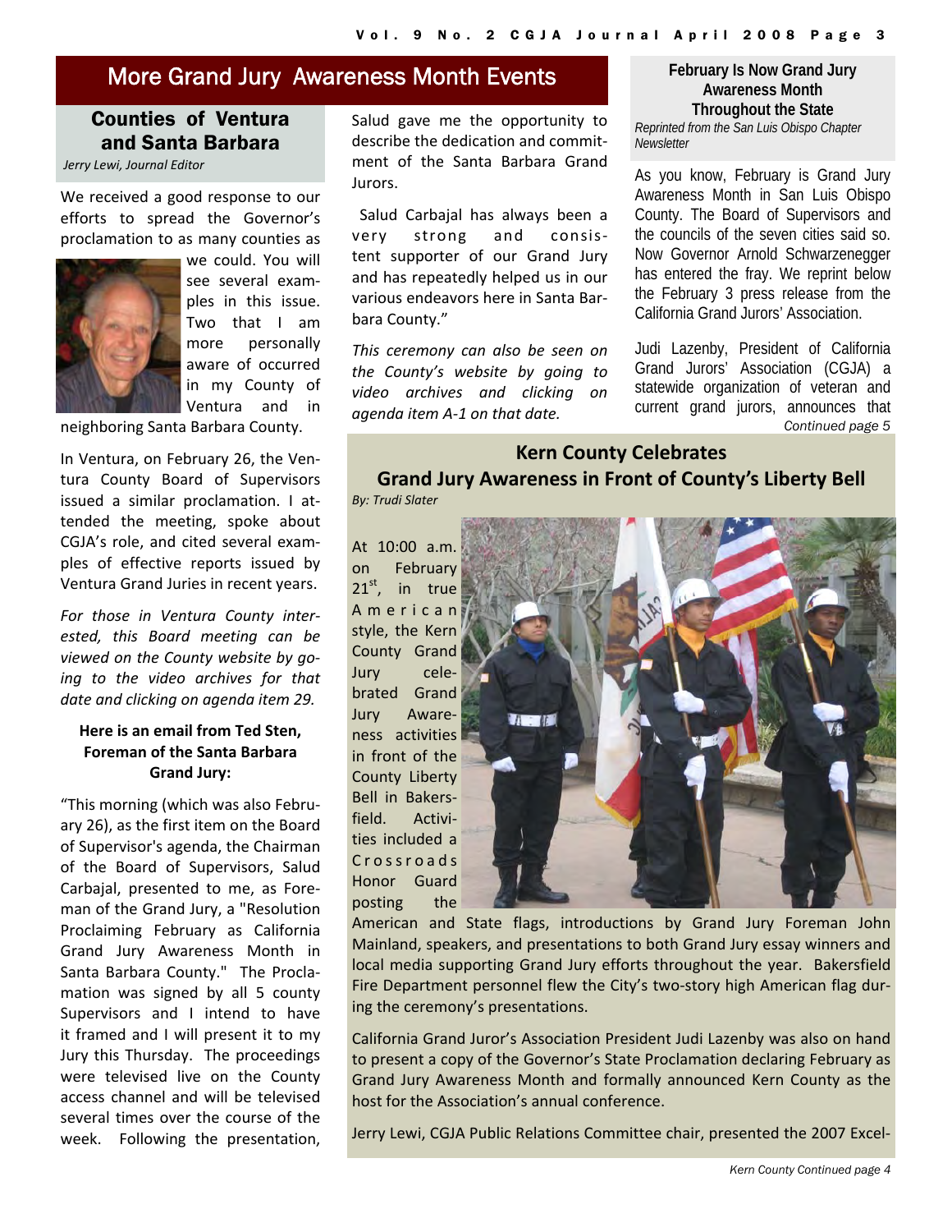# More Grand Jury Awareness Month Events

## Counties of Ventura and Santa Barbara

*Jerry Lewi, Journal Editor*

We received a good response to our efforts to spread the Governor's proclamation to as many counties as we could. You will see several examples in this issue. Two that I am more personally aware of occurred in my County of Ventura and in neighboring Santa Barbara County.

In Ventura, on February 26, the Ventura County Board of Supervisors issued a similar proclamation. I attended the meeting, spoke about CGJA's role, and cited several examples of effective reports issued by Ventura Grand Juries in recent years.

*For those in Ventura County interested, this Board meeting can be viewed on the County website by going to the video archives for that date and clicking on agenda item 29.*

**Here is an email from Ted Sten, Foreman of the Santa Barbara Grand Jury:**

"This morning (which was also February 26), as the first item on the Board of Supervisor's agenda, the Chairman of the Board of Supervisors, Salud Carbajal, presented to me, as Foreman of the Grand Jury, a "Resolution Proclaiming February as California Grand Jury Awareness Month in Santa Barbara County." The Proclamation was signed by all 5 county Supervisors and I intend to have it framed and I will present it to my Jury this Thursday. The proceedings were televised live on the County access channel and will be televised several times over the course of the week. Following the presentation, Salud gave me the opportunity to describe the dedication and commitment of the Santa Barbara Grand Jurors.

Salud Carbajal has always been a very strong and consistent supporter of our Grand Jury and has repeatedly helped us in our various endeavors here in Santa Barbara County."

*This ceremony can also be seen on the County's website by going to video archives and clicking on agenda item A-1 on that date.*

## February Is Now Grand Jury Awareness Month Throughout the State

*Reprinted from the San Luis Obispo Chapter Newsletter*

As you know, February is Grand Jury Awareness Month in San Luis Obispo County. The Board of Supervisors and the councils of the seven cities said so. Now Governor Arnold Schwarzenegger has entered the fray. We reprint below the February 3 press release from the California Grand Jurors' Association.

Judi Lazenby, President of California Grand Jurors' Association (CGJA) a statewide organization of veteran and current grand jurors, announces that

*Continued page 5*

## Kern County Celebrates Grand Jury Awareness in Front of County's Liberty Bell

*By: Trudi Slater*

At 10:00 a.m. on February 21st, in true American style, the Kern County Grand Jury celebrated Grand Jury Awareness activities in front of the County Liberty Bell in Bakersfield. Activities included a Crossroads Honor Guard posting the American and State flags, introductions by Grand Jury Foreman John Mainland, speakers, and presentations to both Grand Jury essay winners and local media supporting Grand Jury efforts throughout the year. Bakersfield Fire Department personnel flew the City's two-story high American flag during the ceremony's presentations.

California Grand Juror's Association President Judi Lazenby was also on hand to present a copy of the Governor's State Proclamation declaring February as Grand Jury Awareness Month and formally announced Kern County as the host for the Association's annual conference.

Jerry Lewi, CGJA Public Relations Committee chair, presented the 2007 Excel-

*Kern County Continued page 4*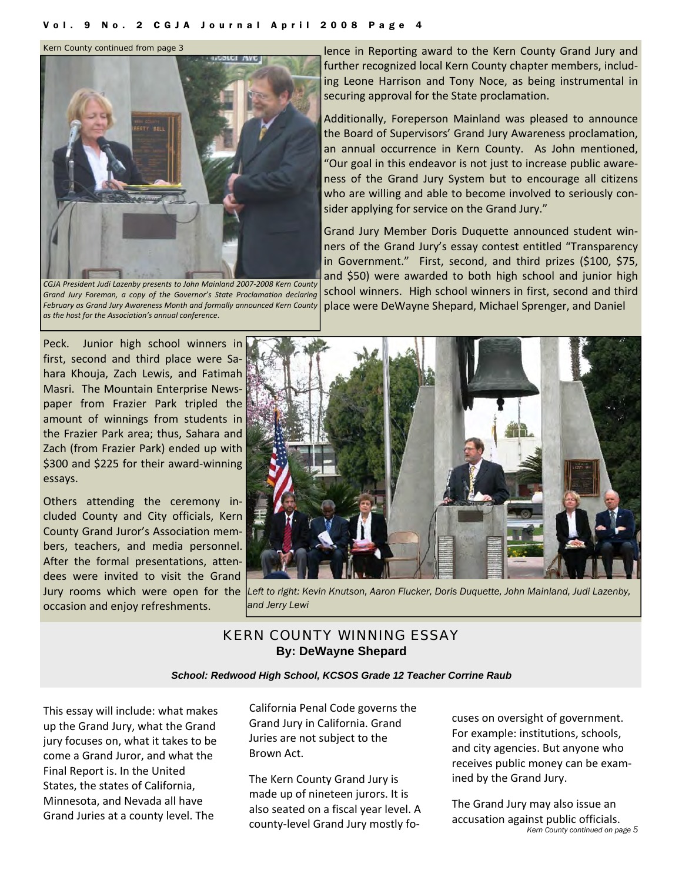Kern County continued from page 3

*CGJA President Judi Lazenby presents to John Mainland 2007-2008 Kern County Grand Jury Foreman, a copy of the Governor's State Proclamation declaring February as Grand Jury Awareness Month and formally announced Kern County as the host for the Association's annual conference.*

lence in Reporting award to the Kern County Grand Jury and further recognized local Kern County chapter members, including Leone Harrison and Tony Noce, as being instrumental in securing approval for the State proclamation.

Additionally, Foreperson Mainland was pleased to announce the Board of Supervisors' Grand Jury Awareness proclamation, an annual occurrence in Kern County. As John mentioned, "Our goal in this endeavor is not just to increase public awareness of the Grand Jury System but to encourage all citizens who are willing and able to become involved to seriously consider applying for service on the Grand Jury."

Grand Jury Member Doris Duquette announced student winners of the Grand Jury's essay contest entitled "Transparency in Government." First, second, and third prizes ($100, $75, and $50) were awarded to both high school and junior high school winners. High school winners in first, second and third place were DeWayne Shepard, Michael Sprenger, and Daniel Peck. Junior high school winners in first, second and third place were Sahara Khouja, Zach Lewis, and Fatimah Masri. The Mountain Enterprise Newspaper from Frazier Park tripled the amount of winnings from students in the Frazier Park area; thus, Sahara and Zach (from Frazier Park) ended up with $300 and $225 for their award-winning essays.

Others attending the ceremony included County and City officials, Kern County Grand Juror's Association members, teachers, and media personnel. After the formal presentations, attendees were invited to visit the Grand Jury rooms which were open for the occasion and enjoy refreshments.

*Left to right: Kevin Knutson, Aaron Flucker, Doris Duquette, John Mainland, Judi Lazenby, and Jerry Lewi*

## KERN COUNTY WINNING ESSAY

**By: DeWayne Shepard**

***School: Redwood High School, KCSOS Grade 12 Teacher Corrine Raub***

This essay will include: what makes up the Grand Jury, what the Grand jury focuses on, what it takes to become a Grand Juror, and what the Final Report is. In the United States, the states of California, Minnesota, and Nevada all have Grand Juries at a county level. The California Penal Code governs the Grand Jury in California. Grand Juries are not subject to the Brown Act.

The Kern County Grand Jury is made up of nineteen jurors. It is also seated on a fiscal year level. A county-level Grand Jury mostly focuses on oversight of government. For example: institutions, schools, and city agencies. But anyone who receives public money can be examined by the Grand Jury.

The Grand Jury may also issue an accusation against public officials.

*Kern County continued on page 5*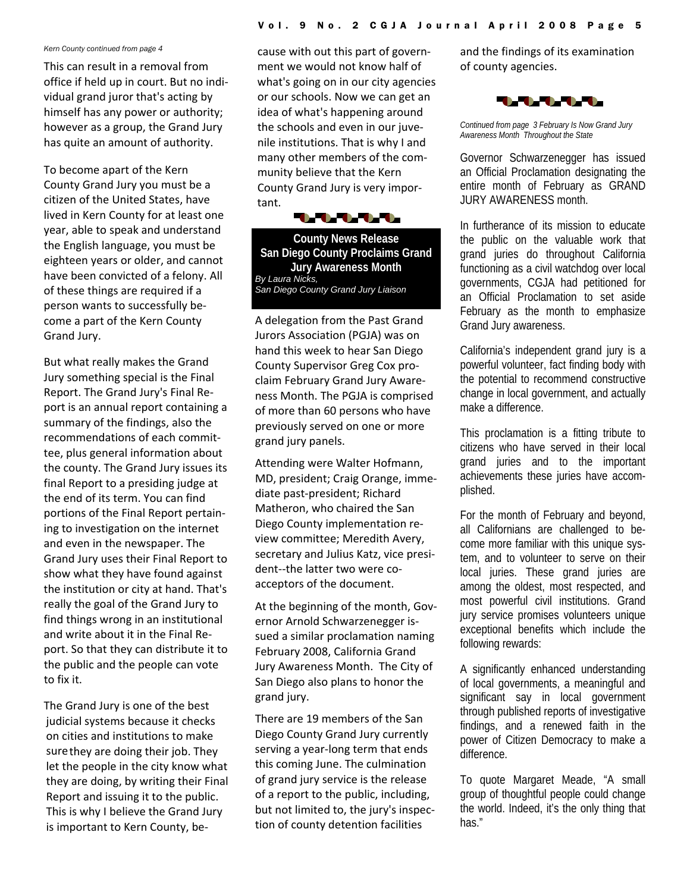*Kern County continued from page 4*

This can result in a removal from office if held up in court. But no individual grand juror that's acting by himself has any power or authority; however as a group, the Grand Jury has quite an amount of authority.

To become apart of the Kern County Grand Jury you must be a citizen of the United States, have lived in Kern County for at least one year, able to speak and understand the English language, you must be eighteen years or older, and cannot have been convicted of a felony. All of these things are required if a person wants to successfully become a part of the Kern County Grand Jury.

But what really makes the Grand Jury something special is the Final Report. The Grand Jury's Final Report is an annual report containing a summary of the findings, also the recommendations of each committee, plus general information about the county. The Grand Jury issues its final Report to a presiding judge at the end of its term. You can find portions of the Final Report pertaining to investigation on the internet and even in the newspaper. The Grand Jury uses their Final Report to show what they have found against the institution or city at hand. That's really the goal of the Grand Jury to find things wrong in an institutional and write about it in the Final Report. So that they can distribute it to the public and the people can vote to fix it.

The Grand Jury is one of the best judicial systems because it checks on cities and institutions to make sure they are doing their job. They let the people in the city know what they are doing, by writing their Final Report and issuing it to the public. This is why I believe the Grand Jury is important to Kern County, because with out this part of government we would not know half of what's going on in our city agencies or our schools. Now we can get an idea of what's happening around the schools and even in our juvenile institutions. That is why I and many other members of the community believe that the Kern County Grand Jury is very important.

## County News Release
## San Diego County Proclaims Grand Jury Awareness Month

*By Laura Nicks,*
*San Diego County Grand Jury Liaison*

A delegation from the Past Grand Jurors Association (PGJA) was on hand this week to hear San Diego County Supervisor Greg Cox proclaim February Grand Jury Awareness Month. The PGJA is comprised of more than 60 persons who have previously served on one or more grand jury panels.

Attending were Walter Hofmann, MD, president; Craig Orange, immediate past-president; Richard Matheron, who chaired the San Diego County implementation review committee; Meredith Avery, secretary and Julius Katz, vice president--the latter two were co-acceptors of the document.

At the beginning of the month, Governor Arnold Schwarzenegger issued a similar proclamation naming February 2008, California Grand Jury Awareness Month. The City of San Diego also plans to honor the grand jury.

There are 19 members of the San Diego County Grand Jury currently serving a year-long term that ends this coming June. The culmination of grand jury service is the release of a report to the public, including, but not limited to, the jury's inspection of county detention facilities and the findings of its examination of county agencies.

*Continued from page 3 February Is Now Grand Jury Awareness Month Throughout the State*

Governor Schwarzenegger has issued an Official Proclamation designating the entire month of February as GRAND JURY AWARENESS month.

In furtherance of its mission to educate the public on the valuable work that grand juries do throughout California functioning as a civil watchdog over local governments, CGJA had petitioned for an Official Proclamation to set aside February as the month to emphasize Grand Jury awareness.

California's independent grand jury is a powerful volunteer, fact finding body with the potential to recommend constructive change in local government, and actually make a difference.

This proclamation is a fitting tribute to citizens who have served in their local grand juries and to the important achievements these juries have accomplished.

For the month of February and beyond, all Californians are challenged to become more familiar with this unique system, and to volunteer to serve on their local juries. These grand juries are among the oldest, most respected, and most powerful civil institutions. Grand jury service promises volunteers unique exceptional benefits which include the following rewards:

A significantly enhanced understanding of local governments, a meaningful and significant say in local government through published reports of investigative findings, and a renewed faith in the power of Citizen Democracy to make a difference.

To quote Margaret Meade, "A small group of thoughtful people could change the world. Indeed, it's the only thing that has."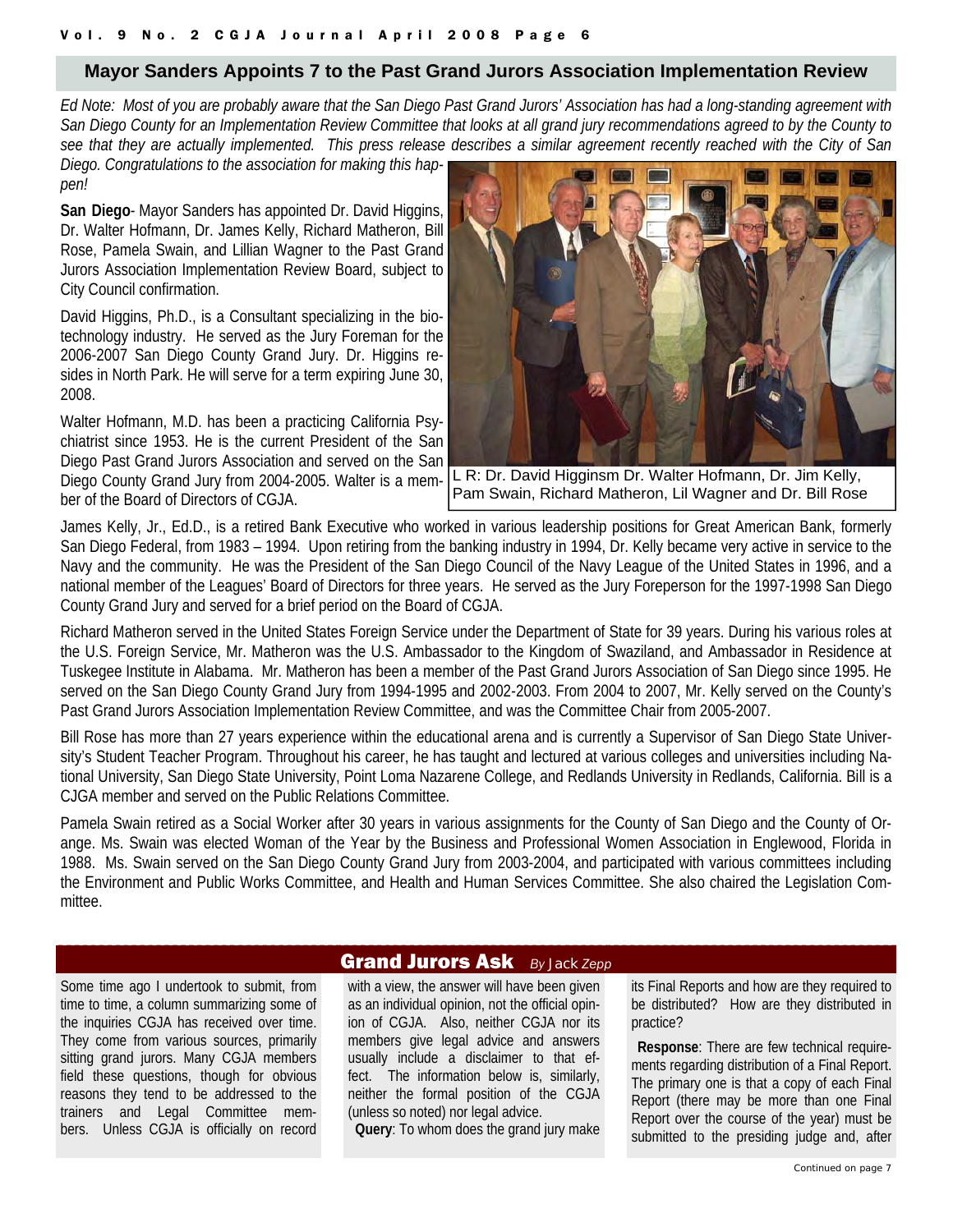## Mayor Sanders Appoints 7 to the Past Grand Jurors Association Implementation Review

*Ed Note: Most of you are probably aware that the San Diego Past Grand Jurors' Association has had a long-standing agreement with San Diego County for an Implementation Review Committee that looks at all grand jury recommendations agreed to by the County to see that they are actually implemented. This press release describes a similar agreement recently reached with the City of San Diego. Congratulations to the association for making this happen!*

**San Diego**- Mayor Sanders has appointed Dr. David Higgins, Dr. Walter Hofmann, Dr. James Kelly, Richard Matheron, Bill Rose, Pamela Swain, and Lillian Wagner to the Past Grand Jurors Association Implementation Review Board, subject to City Council confirmation.

David Higgins, Ph.D., is a Consultant specializing in the biotechnology industry. He served as the Jury Foreman for the 2006-2007 San Diego County Grand Jury. Dr. Higgins resides in North Park. He will serve for a term expiring June 30, 2008.

Walter Hofmann, M.D. has been a practicing California Psychiatrist since 1953. He is the current President of the San Diego Past Grand Jurors Association and served on the San Diego County Grand Jury from 2004-2005. Walter is a member of the Board of Directors of CGJA.

L R: Dr. David Higginsm Dr. Walter Hofmann, Dr. Jim Kelly, Pam Swain, Richard Matheron, Lil Wagner and Dr. Bill Rose

James Kelly, Jr., Ed.D., is a retired Bank Executive who worked in various leadership positions for Great American Bank, formerly San Diego Federal, from 1983 – 1994. Upon retiring from the banking industry in 1994, Dr. Kelly became very active in service to the Navy and the community. He was the President of the San Diego Council of the Navy League of the United States in 1996, and a national member of the Leagues' Board of Directors for three years. He served as the Jury Foreperson for the 1997-1998 San Diego County Grand Jury and served for a brief period on the Board of CGJA.

Richard Matheron served in the United States Foreign Service under the Department of State for 39 years. During his various roles at the U.S. Foreign Service, Mr. Matheron was the U.S. Ambassador to the Kingdom of Swaziland, and Ambassador in Residence at Tuskegee Institute in Alabama. Mr. Matheron has been a member of the Past Grand Jurors Association of San Diego since 1995. He served on the San Diego County Grand Jury from 1994-1995 and 2002-2003. From 2004 to 2007, Mr. Kelly served on the County's Past Grand Jurors Association Implementation Review Committee, and was the Committee Chair from 2005-2007.

Bill Rose has more than 27 years experience within the educational arena and is currently a Supervisor of San Diego State University's Student Teacher Program. Throughout his career, he has taught and lectured at various colleges and universities including National University, San Diego State University, Point Loma Nazarene College, and Redlands University in Redlands, California. Bill is a CJGA member and served on the Public Relations Committee.

Pamela Swain retired as a Social Worker after 30 years in various assignments for the County of San Diego and the County of Orange. Ms. Swain was elected Woman of the Year by the Business and Professional Women Association in Englewood, Florida in 1988. Ms. Swain served on the San Diego County Grand Jury from 2003-2004, and participated with various committees including the Environment and Public Works Committee, and Health and Human Services Committee. She also chaired the Legislation Committee.

## Grand Jurors Ask *By Jack Zepp*

Some time ago I undertook to submit, from time to time, a column summarizing some of the inquiries CGJA has received over time. They come from various sources, primarily sitting grand jurors. Many CGJA members field these questions, though for obvious reasons they tend to be addressed to the trainers and Legal Committee members. Unless CGJA is officially on record with a view, the answer will have been given as an individual opinion, not the official opinion of CGJA. Also, neither CGJA nor its members give legal advice and answers usually include a disclaimer to that effect. The information below is, similarly, neither the formal position of the CGJA (unless so noted) nor legal advice.

**Query**: To whom does the grand jury make its Final Reports and how are they required to be distributed? How are they distributed in practice?

**Response**: There are few technical requirements regarding distribution of a Final Report. The primary one is that a copy of each Final Report (there may be more than one Final Report over the course of the year) must be submitted to the presiding judge and, after

Continued on page 7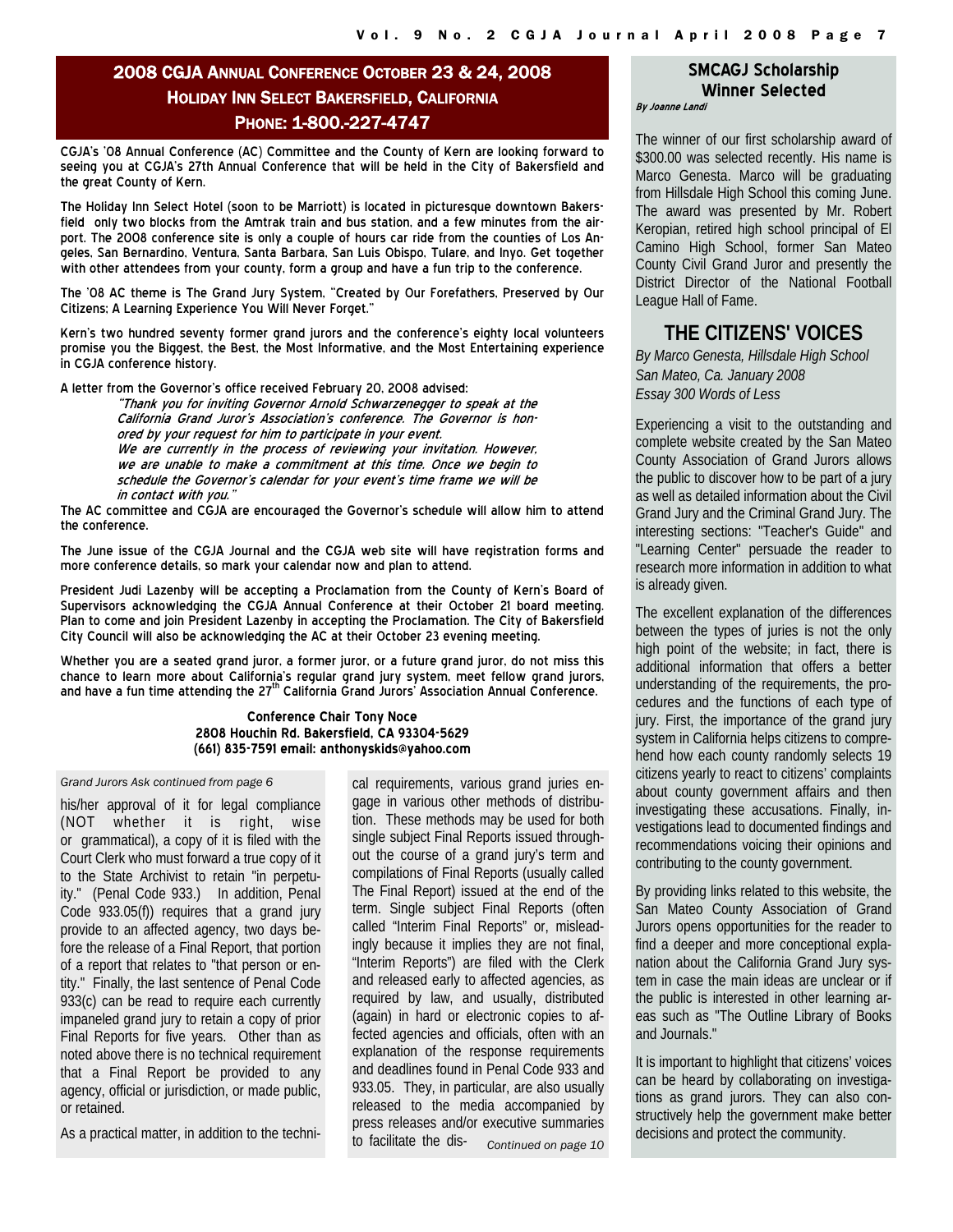## 2008 CGJA Annual Conference October 23 & 24, 2008
## Holiday Inn Select Bakersfield, California
## Phone: 1-800.-227-4747

CGJA's '08 Annual Conference (AC) Committee and the County of Kern are looking forward to seeing you at CGJA's 27th Annual Conference that will be held in the City of Bakersfield and the great County of Kern.

The Holiday Inn Select Hotel (soon to be Marriott) is located in picturesque downtown Bakersfield only two blocks from the Amtrak train and bus station, and a few minutes from the airport. The 2008 conference site is only a couple of hours car ride from the counties of Los Angeles, San Bernardino, Ventura, Santa Barbara, San Luis Obispo, Tulare, and Inyo. Get together with other attendees from your county, form a group and have a fun trip to the conference.

The '08 AC theme is The Grand Jury System, "Created by Our Forefathers, Preserved by Our Citizens: A Learning Experience You Will Never Forget."

Kern's two hundred seventy former grand jurors and the conference's eighty local volunteers promise you the Biggest, the Best, the Most Informative, and the Most Entertaining experience in CGJA conference history.

A letter from the Governor's office received February 20, 2008 advised:

> *"Thank you for inviting Governor Arnold Schwarzenegger to speak at the California Grand Juror's Association's conference. The Governor is honored by your request for him to participate in your event.*
> *We are currently in the process of reviewing your invitation. However, we are unable to make a commitment at this time. Once we begin to schedule the Governor's calendar for your event's time frame we will be in contact with you."*

The AC committee and CGJA are encouraged the Governor's schedule will allow him to attend the conference.

The June issue of the CGJA Journal and the CGJA web site will have registration forms and more conference details, so mark your calendar now and plan to attend.

President Judi Lazenby will be accepting a Proclamation from the County of Kern's Board of Supervisors acknowledging the CGJA Annual Conference at their October 21 board meeting. Plan to come and join President Lazenby in accepting the Proclamation. The City of Bakersfield City Council will also be acknowledging the AC at their October 23 evening meeting.

Whether you are a seated grand juror, a former juror, or a future grand juror, do not miss this chance to learn more about California's regular grand jury system, meet fellow grand jurors, and have a fun time attending the 27th California Grand Jurors' Association Annual Conference.

**Conference Chair Tony Noce**
**2808 Houchin Rd. Bakersfield, CA 93304-5629**
**(661) 835-7591 email: anthonyskids@yahoo.com**

*Grand Jurors Ask continued from page 6*

his/her approval of it for legal compliance (NOT whether it is right, wise or grammatical), a copy of it is filed with the Court Clerk who must forward a true copy of it to the State Archivist to retain "in perpetuity." (Penal Code 933.) In addition, Penal Code 933.05(f)) requires that a grand jury provide to an affected agency, two days before the release of a Final Report, that portion of a report that relates to "that person or entity." Finally, the last sentence of Penal Code 933(c) can be read to require each currently impaneled grand jury to retain a copy of prior Final Reports for five years. Other than as noted above there is no technical requirement that a Final Report be provided to any agency, official or jurisdiction, or made public, or retained.

As a practical matter, in addition to the technical requirements, various grand juries engage in various other methods of distribution. These methods may be used for both single subject Final Reports issued throughout the course of a grand jury's term and compilations of Final Reports (usually called The Final Report) issued at the end of the term. Single subject Final Reports (often called "Interim Final Reports" or, misleadingly because it implies they are not final, "Interim Reports") are filed with the Clerk and released early to affected agencies, as required by law, and usually, distributed (again) in hard or electronic copies to affected agencies and officials, often with an explanation of the response requirements and deadlines found in Penal Code 933 and 933.05. They, in particular, are also usually released to the media accompanied by press releases and/or executive summaries to facilitate the dis- *Continued on page 10*

## SMCAGJ Scholarship Winner Selected

***By Joanne Landi***

The winner of our first scholarship award of $300.00 was selected recently. His name is Marco Genesta. Marco will be graduating from Hillsdale High School this coming June. The award was presented by Mr. Robert Keropian, retired high school principal of El Camino High School, former San Mateo County Civil Grand Juror and presently the District Director of the National Football League Hall of Fame.

## THE CITIZENS' VOICES

*By Marco Genesta, Hillsdale High School*
*San Mateo, Ca. January 2008*
*Essay 300 Words of Less*

Experiencing a visit to the outstanding and complete website created by the San Mateo County Association of Grand Jurors allows the public to discover how to be part of a jury as well as detailed information about the Civil Grand Jury and the Criminal Grand Jury. The interesting sections: "Teacher's Guide" and "Learning Center" persuade the reader to research more information in addition to what is already given.

The excellent explanation of the differences between the types of juries is not the only high point of the website; in fact, there is additional information that offers a better understanding of the requirements, the procedures and the functions of each type of jury. First, the importance of the grand jury system in California helps citizens to comprehend how each county randomly selects 19 citizens yearly to react to citizens' complaints about county government affairs and then investigating these accusations. Finally, investigations lead to documented findings and recommendations voicing their opinions and contributing to the county government.

By providing links related to this website, the San Mateo County Association of Grand Jurors opens opportunities for the reader to find a deeper and more conceptional explanation about the California Grand Jury system in case the main ideas are unclear or if the public is interested in other learning areas such as "The Outline Library of Books and Journals."

It is important to highlight that citizens' voices can be heard by collaborating on investigations as grand jurors. They can also constructively help the government make better decisions and protect the community.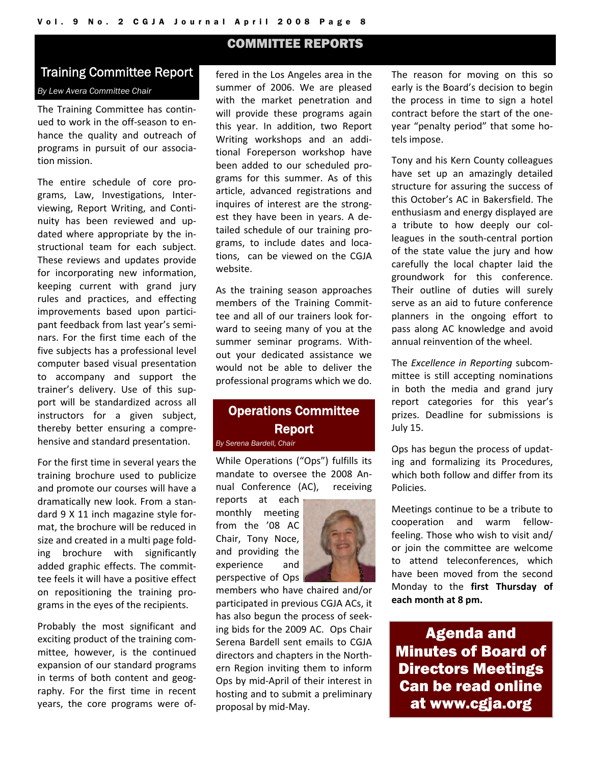# COMMITTEE REPORTS

## Training Committee Report

*By Lew Avera Committee Chair*

The Training Committee has continued to work in the off-season to enhance the quality and outreach of programs in pursuit of our association mission.

The entire schedule of core programs, Law, Investigations, Interviewing, Report Writing, and Continuity has been reviewed and updated where appropriate by the instructional team for each subject. These reviews and updates provide for incorporating new information, keeping current with grand jury rules and practices, and effecting improvements based upon participant feedback from last year's seminars. For the first time each of the five subjects has a professional level computer based visual presentation to accompany and support the trainer's delivery. Use of this support will be standardized across all instructors for a given subject, thereby better ensuring a comprehensive and standard presentation.

For the first time in several years the training brochure used to publicize and promote our courses will have a dramatically new look. From a standard 9 X 11 inch magazine style format, the brochure will be reduced in size and created in a multi page folding brochure with significantly added graphic effects. The committee feels it will have a positive effect on repositioning the training programs in the eyes of the recipients.

Probably the most significant and exciting product of the training committee, however, is the continued expansion of our standard programs in terms of both content and geography. For the first time in recent years, the core programs were offered in the Los Angeles area in the summer of 2006. We are pleased with the market penetration and will provide these programs again this year. In addition, two Report Writing workshops and an additional Foreperson workshop have been added to our scheduled programs for this summer. As of this article, advanced registrations and inquires of interest are the strongest they have been in years. A detailed schedule of our training programs, to include dates and locations, can be viewed on the CGJA website.

As the training season approaches members of the Training Committee and all of our trainers look forward to seeing many of you at the summer seminar programs. Without your dedicated assistance we would not be able to deliver the professional programs which we do.

## Operations Committee Report

*By Serena Bardell, Chair*

While Operations ("Ops") fulfills its mandate to oversee the 2008 Annual Conference (AC), receiving reports at each monthly meeting from the '08 AC Chair, Tony Noce, and providing the experience and perspective of Ops members who have chaired and/or participated in previous CGJA ACs, it has also begun the process of seeking bids for the 2009 AC. Ops Chair Serena Bardell sent emails to CGJA directors and chapters in the Northern Region inviting them to inform Ops by mid-April of their interest in hosting and to submit a preliminary proposal by mid-May.

The reason for moving on this so early is the Board's decision to begin the process in time to sign a hotel contract before the start of the one-year "penalty period" that some hotels impose.

Tony and his Kern County colleagues have set up an amazingly detailed structure for assuring the success of this October's AC in Bakersfield. The enthusiasm and energy displayed are a tribute to how deeply our colleagues in the south-central portion of the state value the jury and how carefully the local chapter laid the groundwork for this conference. Their outline of duties will surely serve as an aid to future conference planners in the ongoing effort to pass along AC knowledge and avoid annual reinvention of the wheel.

The *Excellence in Reporting* subcommittee is still accepting nominations in both the media and grand jury report categories for this year's prizes. Deadline for submissions is July 15.

Ops has begun the process of updating and formalizing its Procedures, which both follow and differ from its Policies.

Meetings continue to be a tribute to cooperation and warm fellow-feeling. Those who wish to visit and/or join the committee are welcome to attend teleconferences, which have been moved from the second Monday to the **first Thursday of each month at 8 pm.**

**Agenda and Minutes of Board of Directors Meetings Can be read online at www.cgja.org**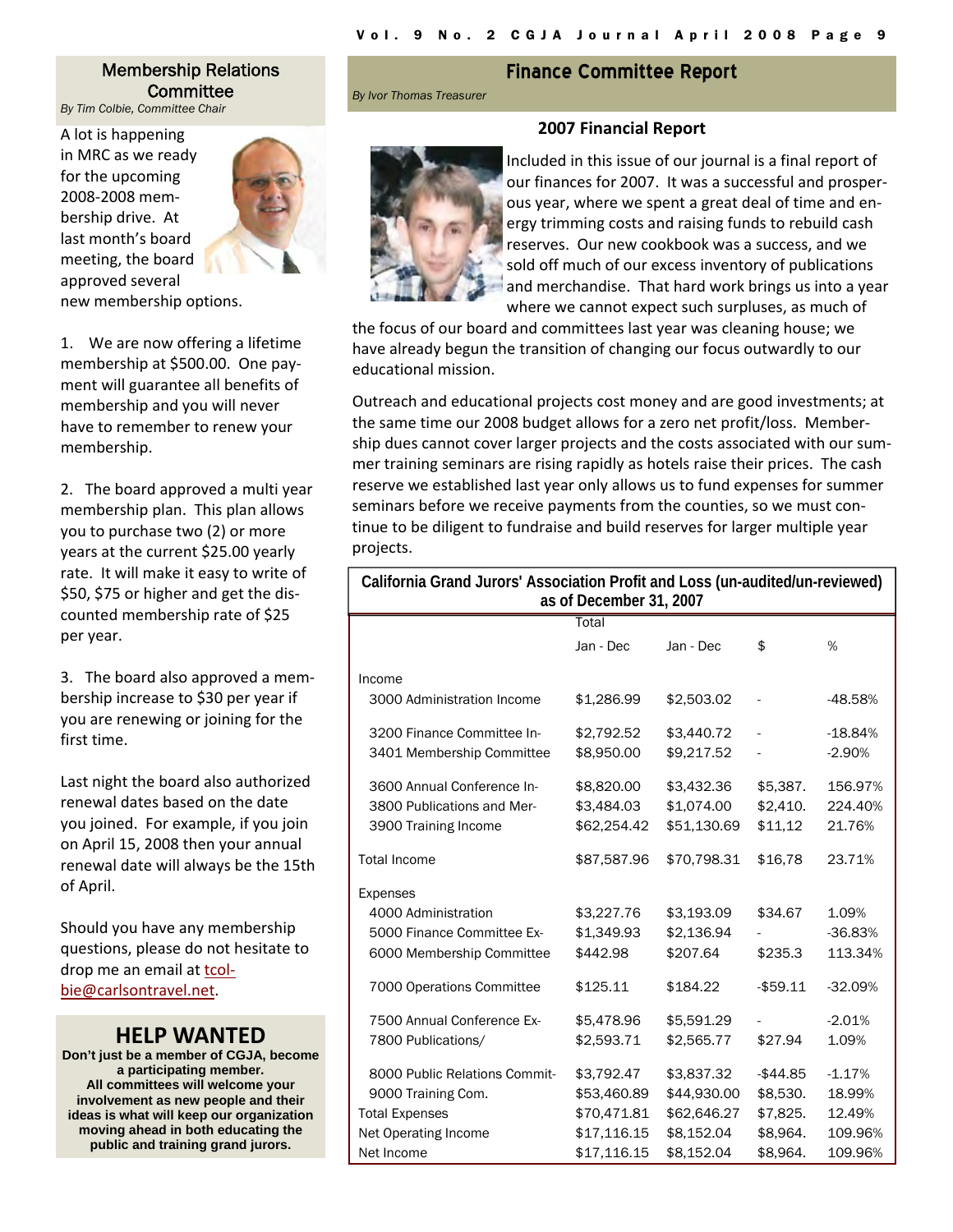## Membership Relations Committee

*By Tim Colbie, Committee Chair*

A lot is happening in MRC as we ready for the upcoming 2008-2008 membership drive. At last month's board meeting, the board approved several new membership options.

1. We are now offering a lifetime membership at $500.00. One payment will guarantee all benefits of membership and you will never have to remember to renew your membership.

2. The board approved a multi year membership plan. This plan allows you to purchase two (2) or more years at the current $25.00 yearly rate. It will make it easy to write of $50, $75 or higher and get the discounted membership rate of $25 per year.

3. The board also approved a membership increase to $30 per year if you are renewing or joining for the first time.

Last night the board also authorized renewal dates based on the date you joined. For example, if you join on April 15, 2008 then your annual renewal date will always be the 15th of April.

Should you have any membership questions, please do not hesitate to drop me an email at tcolbie@carlsontravel.net.

## HELP WANTED

**Don't just be a member of CGJA, become a participating member. All committees will welcome your involvement as new people and their ideas is what will keep our organization moving ahead in both educating the public and training grand jurors.**

## Finance Committee Report

*By Ivor Thomas Treasurer*

### 2007 Financial Report

Included in this issue of our journal is a final report of our finances for 2007. It was a successful and prosperous year, where we spent a great deal of time and energy trimming costs and raising funds to rebuild cash reserves. Our new cookbook was a success, and we sold off much of our excess inventory of publications and merchandise. That hard work brings us into a year where we cannot expect such surpluses, as much of the focus of our board and committees last year was cleaning house; we have already begun the transition of changing our focus outwardly to our educational mission.

Outreach and educational projects cost money and are good investments; at the same time our 2008 budget allows for a zero net profit/loss. Membership dues cannot cover larger projects and the costs associated with our summer training seminars are rising rapidly as hotels raise their prices. The cash reserve we established last year only allows us to fund expenses for summer seminars before we receive payments from the counties, so we must continue to be diligent to fundraise and build reserves for larger multiple year projects.

**California Grand Jurors' Association Profit and Loss (un-audited/un-reviewed) as of December 31, 2007**

| | Total | | | |
|---|---|---|---|---|
| | Jan - Dec | Jan - Dec | $ | % |
| Income | | | | |
| 3000 Administration Income | $1,286.99 | $2,503.02 | - | -48.58% |
| 3200 Finance Committee In- | $2,792.52 | $3,440.72 | - | -18.84% |
| 3401 Membership Committee | $8,950.00 | $9,217.52 | - | -2.90% |
| 3600 Annual Conference In- | $8,820.00 | $3,432.36 | $5,387. | 156.97% |
| 3800 Publications and Mer- | $3,484.03 | $1,074.00 | $2,410. | 224.40% |
| 3900 Training Income | $62,254.42 | $51,130.69 | $11,12 | 21.76% |
| Total Income | $87,587.96 | $70,798.31 | $16,78 | 23.71% |
| Expenses | | | | |
| 4000 Administration | $3,227.76 | $3,193.09 | $34.67 | 1.09% |
| 5000 Finance Committee Ex- | $1,349.93 | $2,136.94 | - | -36.83% |
| 6000 Membership Committee | $442.98 | $207.64 | $235.3 | 113.34% |
| 7000 Operations Committee | $125.11 | $184.22 | -$59.11 | -32.09% |
| 7500 Annual Conference Ex- | $5,478.96 | $5,591.29 | - | -2.01% |
| 7800 Publications/ | $2,593.71 | $2,565.77 | $27.94 | 1.09% |
| 8000 Public Relations Commit- | $3,792.47 | $3,837.32 | -$44.85 | -1.17% |
| 9000 Training Com. | $53,460.89 | $44,930.00 | $8,530. | 18.99% |
| Total Expenses | $70,471.81 | $62,646.27 | $7,825. | 12.49% |
| Net Operating Income | $17,116.15 | $8,152.04 | $8,964. | 109.96% |
| Net Income | $17,116.15 | $8,152.04 | $8,964. | 109.96% |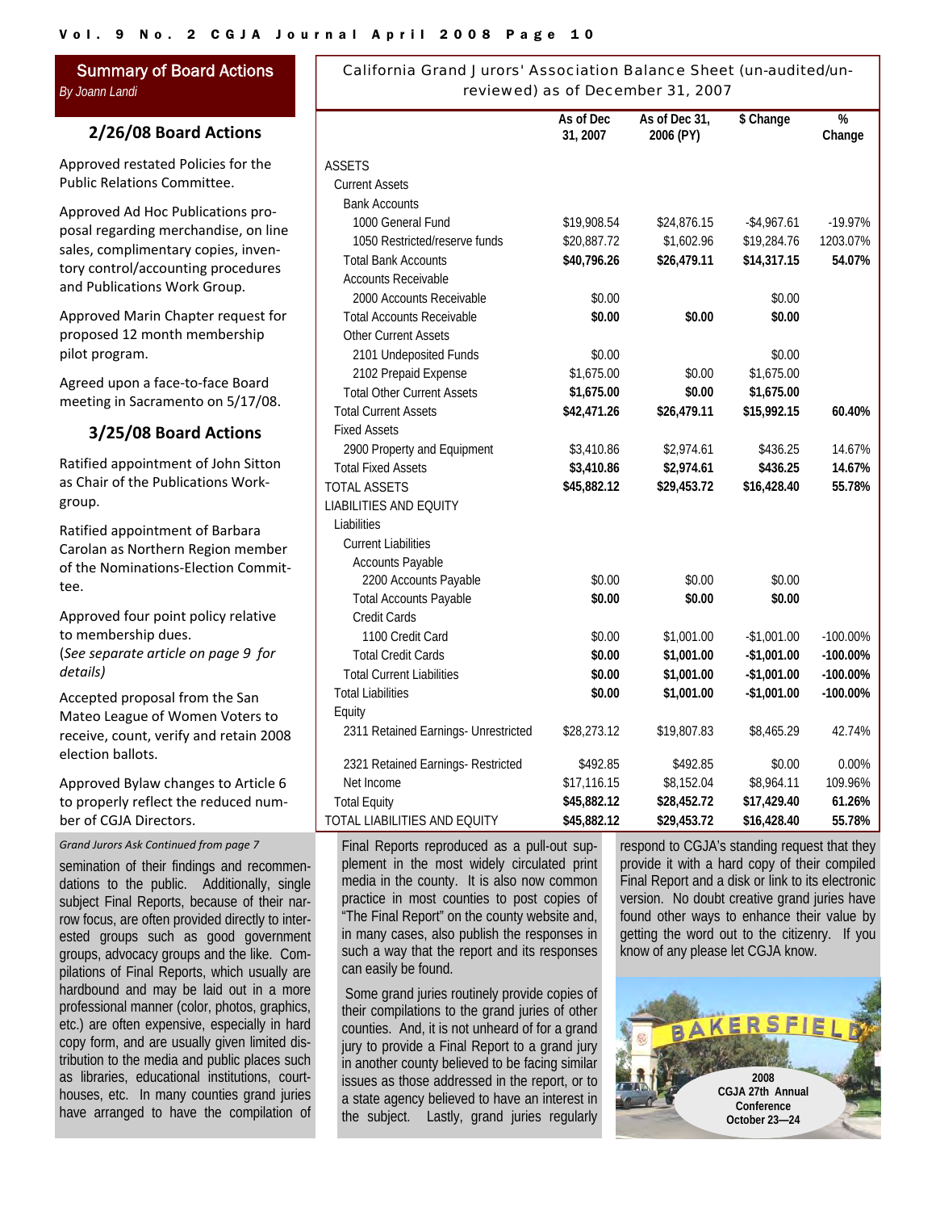## Summary of Board Actions

*By Joann Landi*

### 2/26/08 Board Actions

Approved restated Policies for the Public Relations Committee.

Approved Ad Hoc Publications proposal regarding merchandise, on line sales, complimentary copies, inventory control/accounting procedures and Publications Work Group.

Approved Marin Chapter request for proposed 12 month membership pilot program.

Agreed upon a face-to-face Board meeting in Sacramento on 5/17/08.

### 3/25/08 Board Actions

Ratified appointment of John Sitton as Chair of the Publications Workgroup.

Ratified appointment of Barbara Carolan as Northern Region member of the Nominations-Election Committee.

Approved four point policy relative to membership dues. (*See separate article on page 9 for details)*

Accepted proposal from the San Mateo League of Women Voters to receive, count, verify and retain 2008 election ballots.

Approved Bylaw changes to Article 6 to properly reflect the reduced number of CGJA Directors.

## California Grand Jurors' Association Balance Sheet (un-audited/un-reviewed) as of December 31, 2007

| | As of Dec 31, 2007 | As of Dec 31, 2006 (PY) | $ Change | % Change |
|---|---|---|---|---|
| ASSETS | | | | |
| Current Assets | | | | |
| Bank Accounts | | | | |
| 1000 General Fund | $19,908.54 | $24,876.15 | -$4,967.61 | -19.97% |
| 1050 Restricted/reserve funds | $20,887.72 | $1,602.96 | $19,284.76 | 1203.07% |
| Total Bank Accounts | **$40,796.26** | **$26,479.11** | **$14,317.15** | **54.07%** |
| Accounts Receivable | | | | |
| 2000 Accounts Receivable | $0.00 | | $0.00 | |
| Total Accounts Receivable | **$0.00** | **$0.00** | **$0.00** | |
| Other Current Assets | | | | |
| 2101 Undeposited Funds | $0.00 | | $0.00 | |
| 2102 Prepaid Expense | $1,675.00 | $0.00 | $1,675.00 | |
| Total Other Current Assets | **$1,675.00** | **$0.00** | **$1,675.00** | |
| Total Current Assets | **$42,471.26** | **$26,479.11** | **$15,992.15** | **60.40%** |
| Fixed Assets | | | | |
| 2900 Property and Equipment | $3,410.86 | $2,974.61 | $436.25 | 14.67% |
| Total Fixed Assets | **$3,410.86** | **$2,974.61** | **$436.25** | **14.67%** |
| TOTAL ASSETS | **$45,882.12** | **$29,453.72** | **$16,428.40** | **55.78%** |
| LIABILITIES AND EQUITY | | | | |
| Liabilities | | | | |
| Current Liabilities | | | | |
| Accounts Payable | | | | |
| 2200 Accounts Payable | $0.00 | $0.00 | $0.00 | |
| Total Accounts Payable | **$0.00** | **$0.00** | **$0.00** | |
| Credit Cards | | | | |
| 1100 Credit Card | $0.00 | $1,001.00 | -$1,001.00 | -100.00% |
| Total Credit Cards | **$0.00** | **$1,001.00** | **-$1,001.00** | **-100.00%** |
| Total Current Liabilities | **$0.00** | **$1,001.00** | **-$1,001.00** | **-100.00%** |
| Total Liabilities | **$0.00** | **$1,001.00** | **-$1,001.00** | **-100.00%** |
| Equity | | | | |
| 2311 Retained Earnings- Unrestricted | $28,273.12 | $19,807.83 | $8,465.29 | 42.74% |
| 2321 Retained Earnings- Restricted | $492.85 | $492.85 | $0.00 | 0.00% |
| Net Income | $17,116.15 | $8,152.04 | $8,964.11 | 109.96% |
| Total Equity | **$45,882.12** | **$28,452.72** | **$17,429.40** | **61.26%** |
| TOTAL LIABILITIES AND EQUITY | **$45,882.12** | **$29,453.72** | **$16,428.40** | **55.78%** |

*Grand Jurors Ask Continued from page 7*

semination of their findings and recommendations to the public. Additionally, single subject Final Reports, because of their narrow focus, are often provided directly to interested groups such as good government groups, advocacy groups and the like. Compilations of Final Reports, which usually are hardbound and may be laid out in a more professional manner (color, photos, graphics, etc.) are often expensive, especially in hard copy form, and are usually given limited distribution to the media and public places such as libraries, educational institutions, courthouses, etc. In many counties grand juries have arranged to have the compilation of Final Reports reproduced as a pull-out supplement in the most widely circulated print media in the county. It is also now common practice in most counties to post copies of "The Final Report" on the county website and, in many cases, also publish the responses in such a way that the report and its responses can easily be found.

Some grand juries routinely provide copies of their compilations to the grand juries of other counties. And, it is not unheard of for a grand jury to provide a Final Report to a grand jury in another county believed to be facing similar issues as those addressed in the report, or to a state agency believed to have an interest in the subject. Lastly, grand juries regularly respond to CGJA's standing request that they provide it with a hard copy of their compiled Final Report and a disk or link to its electronic version. No doubt creative grand juries have found other ways to enhance their value by getting the word out to the citizenry. If you know of any please let CGJA know.

2008 CGJA 27th Annual Conference October 23—24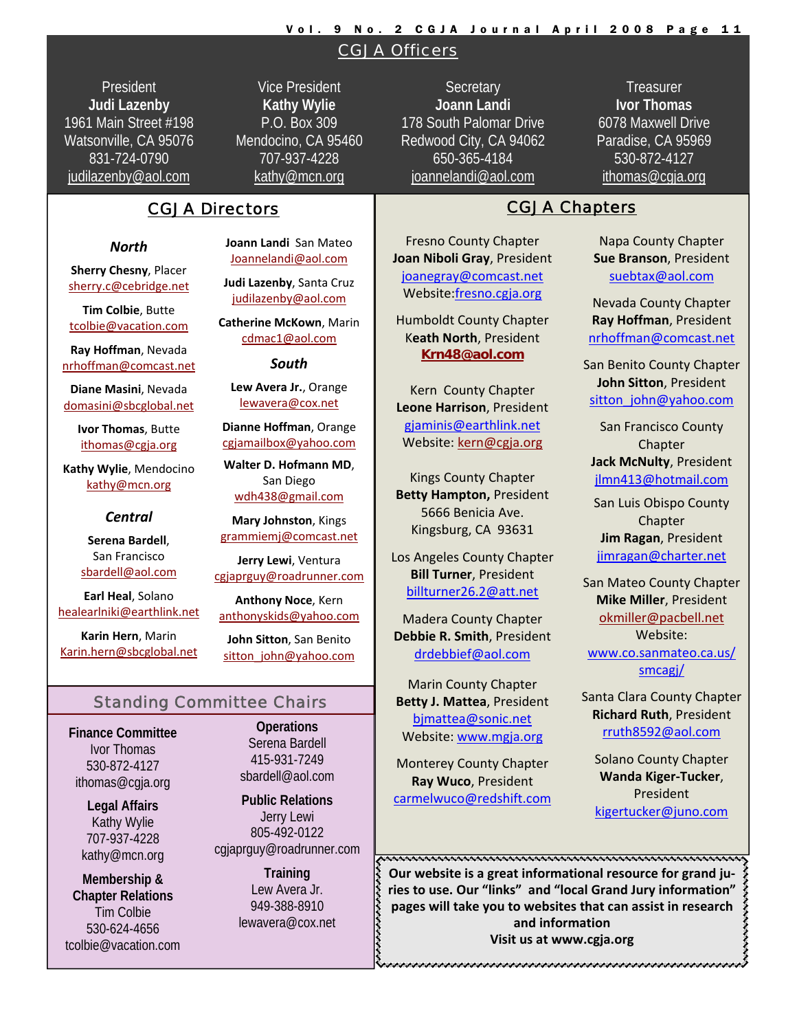## CGJA Officers

**President**
**Judi Lazenby**
1961 Main Street #198
Watsonville, CA 95076
831-724-0790
judilazenby@aol.com

**Vice President**
**Kathy Wylie**
P.O. Box 309
Mendocino, CA 95460
707-937-4228
kathy@mcn.org

**Secretary**
**Joann Landi**
178 South Palomar Drive
Redwood City, CA 94062
650-365-4184
joannelandi@aol.com

**Treasurer**
**Ivor Thomas**
6078 Maxwell Drive
Paradise, CA 95969
530-872-4127
ithomas@cgja.org

## CGJA Directors

### *North*

**Sherry Chesny**, Placer
sherry.c@cebridge.net

**Tim Colbie**, Butte
tcolbie@vacation.com

**Ray Hoffman**, Nevada
nrhoffman@comcast.net

**Diane Masini**, Nevada
domasini@sbcglobal.net

**Ivor Thomas**, Butte
ithomas@cgja.org

**Kathy Wylie**, Mendocino
kathy@mcn.org

### *Central*

**Serena Bardell**, San Francisco
sbardell@aol.com

**Earl Heal**, Solano
healearlniki@earthlink.net

**Karin Hern**, Marin
Karin.hern@sbcglobal.net

**Joann Landi** San Mateo
Joannelandi@aol.com

**Judi Lazenby**, Santa Cruz
judilazenby@aol.com

**Catherine McKown**, Marin
cdmac1@aol.com

### *South*

**Lew Avera Jr.**, Orange
lewavera@cox.net

**Dianne Hoffman**, Orange
cgjamailbox@yahoo.com

**Walter D. Hofmann MD**, San Diego
wdh438@gmail.com

**Mary Johnston**, Kings
grammiemj@comcast.net

**Jerry Lewi**, Ventura
cgjaprguy@roadrunner.com

**Anthony Noce**, Kern
anthonyskids@yahoo.com

**John Sitton**, San Benito
sitton_john@yahoo.com

## Standing Committee Chairs

**Finance Committee**
Ivor Thomas
530-872-4127
ithomas@cgja.org

**Legal Affairs**
Kathy Wylie
707-937-4228
kathy@mcn.org

**Membership & Chapter Relations**
Tim Colbie
530-624-4656
tcolbie@vacation.com

**Operations**
Serena Bardell
415-931-7249
sbardell@aol.com

**Public Relations**
Jerry Lewi
805-492-0122
cgjaprguy@roadrunner.com

**Training**
Lew Avera Jr.
949-388-8910
lewavera@cox.net

## CGJA Chapters

Fresno County Chapter
**Joan Niboli Gray**, President
joanegray@comcast.net
Website: fresno.cgja.org

Humboldt County Chapter
**Keath North**, President
**Krn48@aol.com**

Kern County Chapter
**Leone Harrison**, President
gjaminis@earthlink.net
Website: kern@cgja.org

Kings County Chapter
**Betty Hampton,** President
5666 Benicia Ave.
Kingsburg, CA 93631

Los Angeles County Chapter
**Bill Turner**, President
billturner26.2@att.net

Madera County Chapter
**Debbie R. Smith**, President
drdebbief@aol.com

Marin County Chapter
**Betty J. Mattea**, President
bjmattea@sonic.net
Website: www.mgja.org

Monterey County Chapter
**Ray Wuco**, President
carmelwuco@redshift.com

Napa County Chapter
**Sue Branson**, President
suebtax@aol.com

Nevada County Chapter
**Ray Hoffman**, President
nrhoffman@comcast.net

San Benito County Chapter
**John Sitton**, President
sitton_john@yahoo.com

San Francisco County Chapter
**Jack McNulty**, President
jlmn413@hotmail.com

San Luis Obispo County Chapter
**Jim Ragan**, President
jimragan@charter.net

San Mateo County Chapter
**Mike Miller**, President
okmiller@pacbell.net
Website:
www.co.sanmateo.ca.us/smcagj/

Santa Clara County Chapter
**Richard Ruth**, President
rruth8592@aol.com

Solano County Chapter
**Wanda Kiger-Tucker**, President
kigertucker@juno.com

**Our website is a great informational resource for grand juries to use. Our "links" and "local Grand Jury information" pages will take you to websites that can assist in research and information**
**Visit us at www.cgja.org**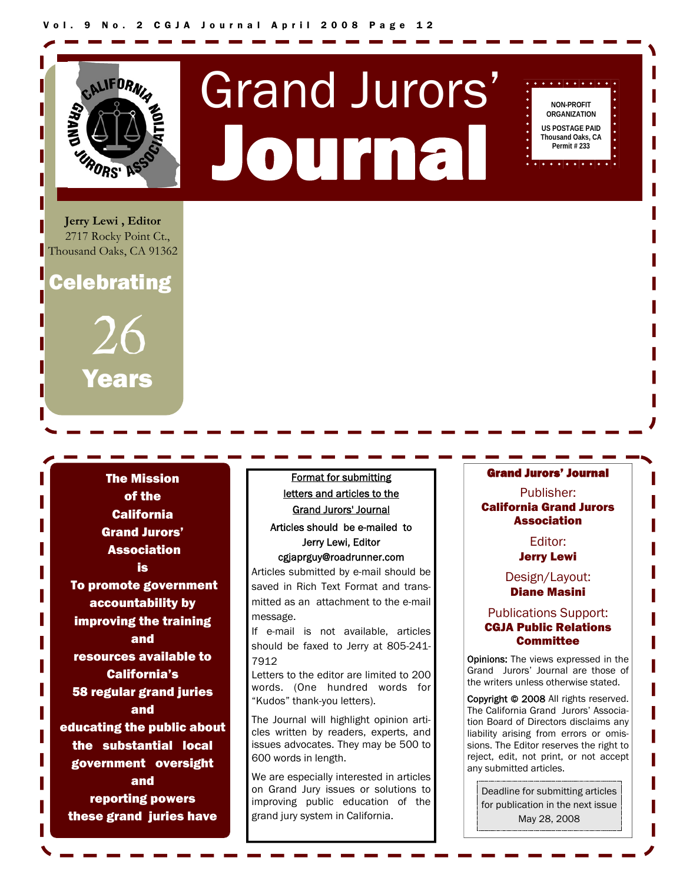# Grand Jurors' Journal

NON-PROFIT ORGANIZATION
US POSTAGE PAID
Thousand Oaks, CA
Permit # 233

**Jerry Lewi , Editor**
2717 Rocky Point Ct.,
Thousand Oaks, CA 91362

**Celebrating 26 Years**

**The Mission of the California Grand Jurors' Association is To promote government accountability by improving the training and resources available to California's 58 regular grand juries and educating the public about the substantial local government oversight and reporting powers these grand juries have**

## Format for submitting letters and articles to the Grand Jurors' Journal

Articles should be e-mailed to Jerry Lewi, Editor
cgjaprguy@roadrunner.com

Articles submitted by e-mail should be saved in Rich Text Format and transmitted as an attachment to the e-mail message.

If e-mail is not available, articles should be faxed to Jerry at 805-241-7912

Letters to the editor are limited to 200 words. (One hundred words for "Kudos" thank-you letters).

The Journal will highlight opinion articles written by readers, experts, and issues advocates. They may be 500 to 600 words in length.

We are especially interested in articles on Grand Jury issues or solutions to improving public education of the grand jury system in California.

## Grand Jurors' Journal

Publisher:
**California Grand Jurors Association**

Editor:
**Jerry Lewi**

Design/Layout:
**Diane Masini**

Publications Support:
**CGJA Public Relations Committee**

**Opinions:** The views expressed in the Grand Jurors' Journal are those of the writers unless otherwise stated.

**Copyright © 2008** All rights reserved. The California Grand Jurors' Association Board of Directors disclaims any liability arising from errors or omissions. The Editor reserves the right to reject, edit, not print, or not accept any submitted articles.

Deadline for submitting articles for publication in the next issue May 28, 2008